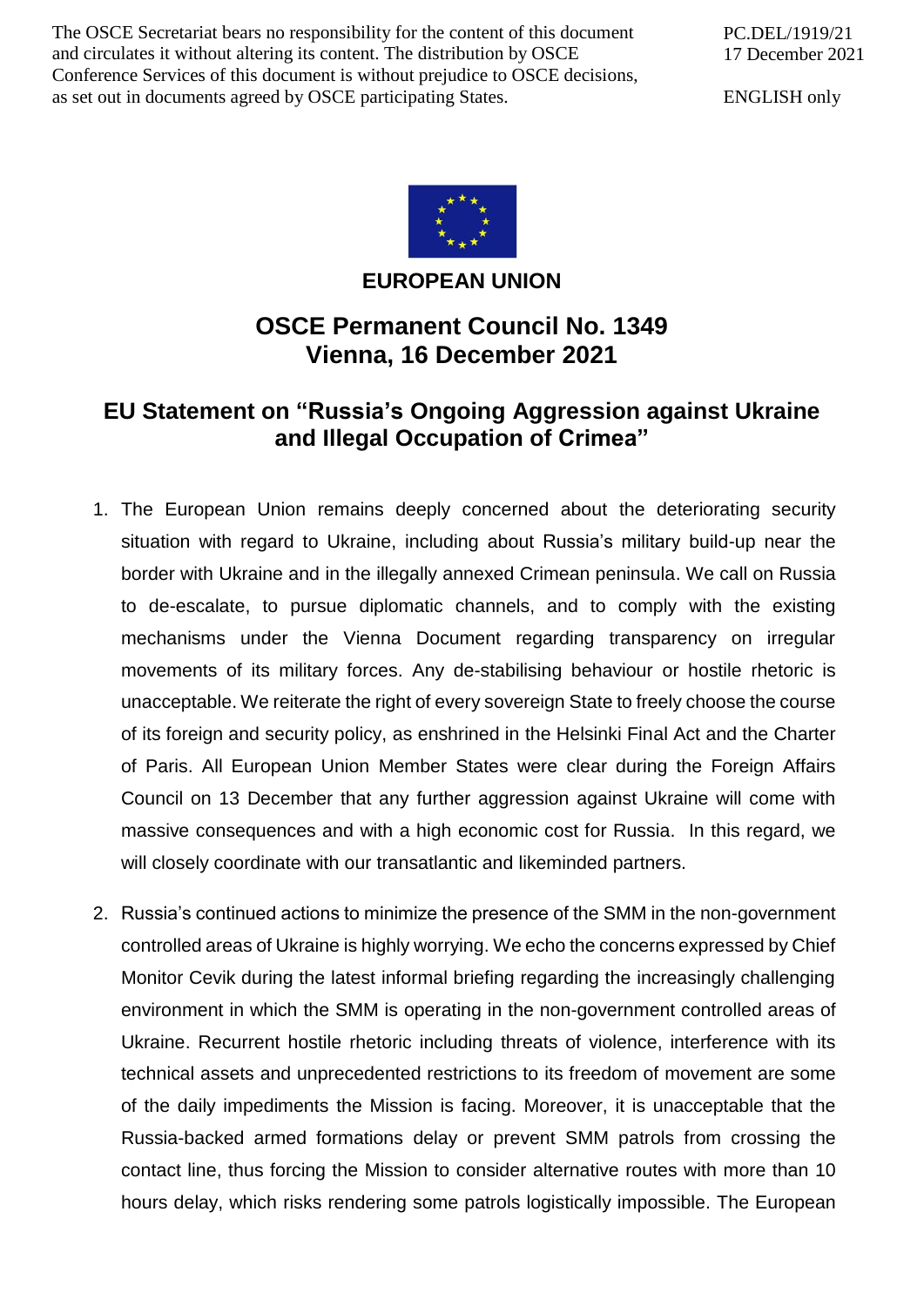The OSCE Secretariat bears no responsibility for the content of this document and circulates it without altering its content. The distribution by OSCE Conference Services of this document is without prejudice to OSCE decisions, as set out in documents agreed by OSCE participating States.

PC.DEL/1919/21
17 December 2021

ENGLISH only

**EUROPEAN UNION**

# OSCE Permanent Council No. 1349
# Vienna, 16 December 2021

## EU Statement on "Russia's Ongoing Aggression against Ukraine and Illegal Occupation of Crimea"

1. The European Union remains deeply concerned about the deteriorating security situation with regard to Ukraine, including about Russia's military build-up near the border with Ukraine and in the illegally annexed Crimean peninsula. We call on Russia to de-escalate, to pursue diplomatic channels, and to comply with the existing mechanisms under the Vienna Document regarding transparency on irregular movements of its military forces. Any de-stabilising behaviour or hostile rhetoric is unacceptable. We reiterate the right of every sovereign State to freely choose the course of its foreign and security policy, as enshrined in the Helsinki Final Act and the Charter of Paris. All European Union Member States were clear during the Foreign Affairs Council on 13 December that any further aggression against Ukraine will come with massive consequences and with a high economic cost for Russia. In this regard, we will closely coordinate with our transatlantic and likeminded partners.

2. Russia's continued actions to minimize the presence of the SMM in the non-government controlled areas of Ukraine is highly worrying. We echo the concerns expressed by Chief Monitor Cevik during the latest informal briefing regarding the increasingly challenging environment in which the SMM is operating in the non-government controlled areas of Ukraine. Recurrent hostile rhetoric including threats of violence, interference with its technical assets and unprecedented restrictions to its freedom of movement are some of the daily impediments the Mission is facing. Moreover, it is unacceptable that the Russia-backed armed formations delay or prevent SMM patrols from crossing the contact line, thus forcing the Mission to consider alternative routes with more than 10 hours delay, which risks rendering some patrols logistically impossible. The European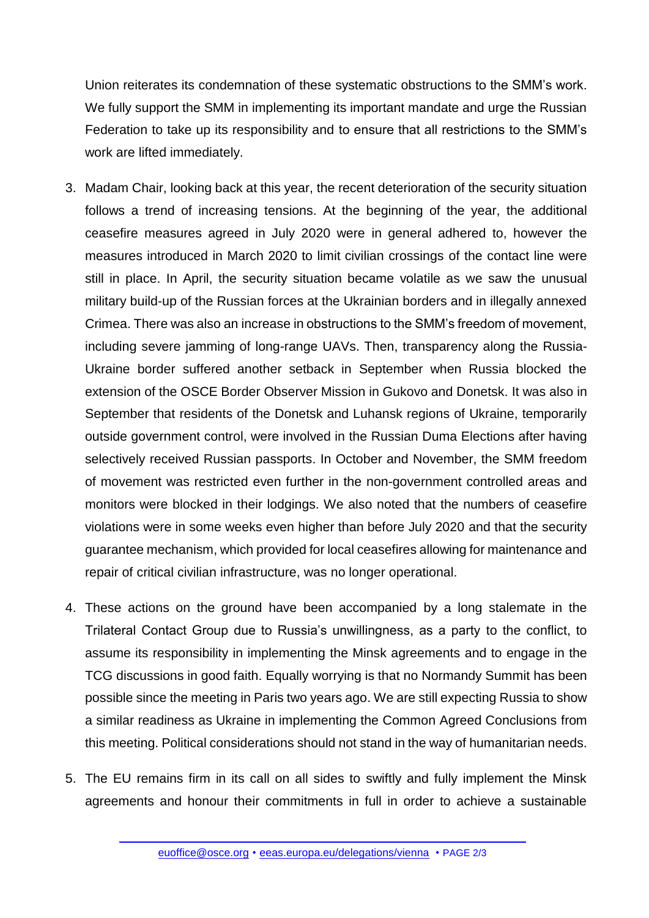Union reiterates its condemnation of these systematic obstructions to the SMM's work. We fully support the SMM in implementing its important mandate and urge the Russian Federation to take up its responsibility and to ensure that all restrictions to the SMM's work are lifted immediately.

3. Madam Chair, looking back at this year, the recent deterioration of the security situation follows a trend of increasing tensions. At the beginning of the year, the additional ceasefire measures agreed in July 2020 were in general adhered to, however the measures introduced in March 2020 to limit civilian crossings of the contact line were still in place. In April, the security situation became volatile as we saw the unusual military build-up of the Russian forces at the Ukrainian borders and in illegally annexed Crimea. There was also an increase in obstructions to the SMM's freedom of movement, including severe jamming of long-range UAVs. Then, transparency along the Russia-Ukraine border suffered another setback in September when Russia blocked the extension of the OSCE Border Observer Mission in Gukovo and Donetsk. It was also in September that residents of the Donetsk and Luhansk regions of Ukraine, temporarily outside government control, were involved in the Russian Duma Elections after having selectively received Russian passports. In October and November, the SMM freedom of movement was restricted even further in the non-government controlled areas and monitors were blocked in their lodgings. We also noted that the numbers of ceasefire violations were in some weeks even higher than before July 2020 and that the security guarantee mechanism, which provided for local ceasefires allowing for maintenance and repair of critical civilian infrastructure, was no longer operational.

4. These actions on the ground have been accompanied by a long stalemate in the Trilateral Contact Group due to Russia's unwillingness, as a party to the conflict, to assume its responsibility in implementing the Minsk agreements and to engage in the TCG discussions in good faith. Equally worrying is that no Normandy Summit has been possible since the meeting in Paris two years ago. We are still expecting Russia to show a similar readiness as Ukraine in implementing the Common Agreed Conclusions from this meeting. Political considerations should not stand in the way of humanitarian needs.

5. The EU remains firm in its call on all sides to swiftly and fully implement the Minsk agreements and honour their commitments in full in order to achieve a sustainable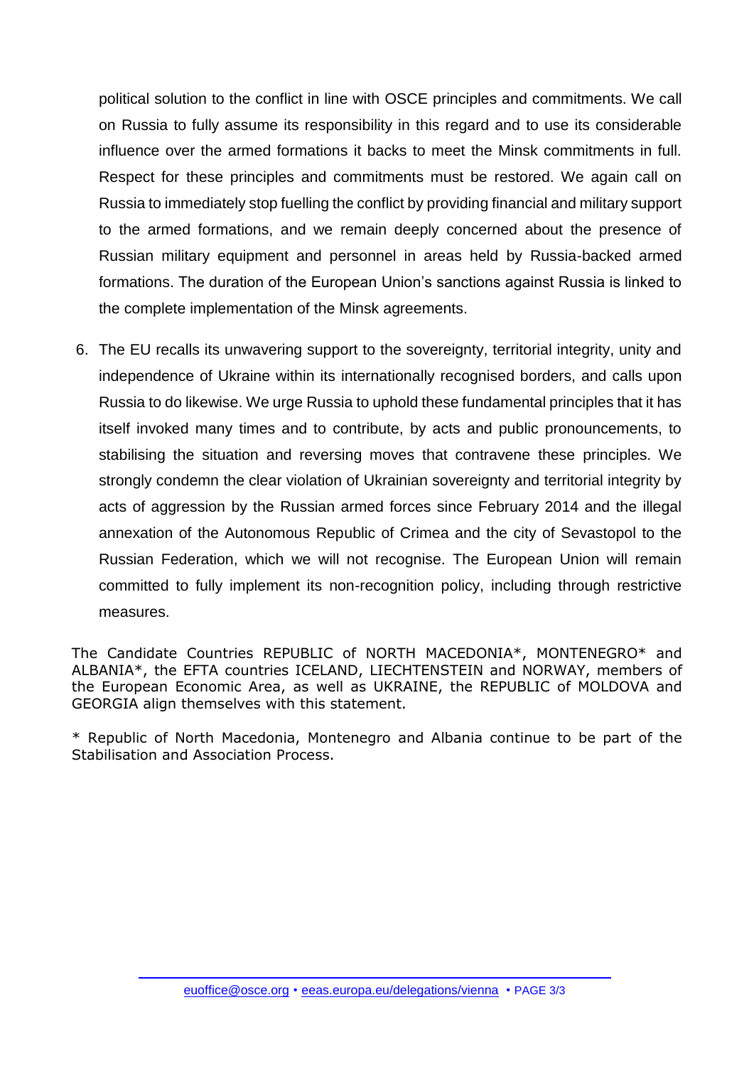political solution to the conflict in line with OSCE principles and commitments. We call on Russia to fully assume its responsibility in this regard and to use its considerable influence over the armed formations it backs to meet the Minsk commitments in full. Respect for these principles and commitments must be restored. We again call on Russia to immediately stop fuelling the conflict by providing financial and military support to the armed formations, and we remain deeply concerned about the presence of Russian military equipment and personnel in areas held by Russia-backed armed formations. The duration of the European Union's sanctions against Russia is linked to the complete implementation of the Minsk agreements.

6. The EU recalls its unwavering support to the sovereignty, territorial integrity, unity and independence of Ukraine within its internationally recognised borders, and calls upon Russia to do likewise. We urge Russia to uphold these fundamental principles that it has itself invoked many times and to contribute, by acts and public pronouncements, to stabilising the situation and reversing moves that contravene these principles. We strongly condemn the clear violation of Ukrainian sovereignty and territorial integrity by acts of aggression by the Russian armed forces since February 2014 and the illegal annexation of the Autonomous Republic of Crimea and the city of Sevastopol to the Russian Federation, which we will not recognise. The European Union will remain committed to fully implement its non-recognition policy, including through restrictive measures.

The Candidate Countries REPUBLIC of NORTH MACEDONIA*, MONTENEGRO* and ALBANIA*, the EFTA countries ICELAND, LIECHTENSTEIN and NORWAY, members of the European Economic Area, as well as UKRAINE, the REPUBLIC of MOLDOVA and GEORGIA align themselves with this statement.

* Republic of North Macedonia, Montenegro and Albania continue to be part of the Stabilisation and Association Process.